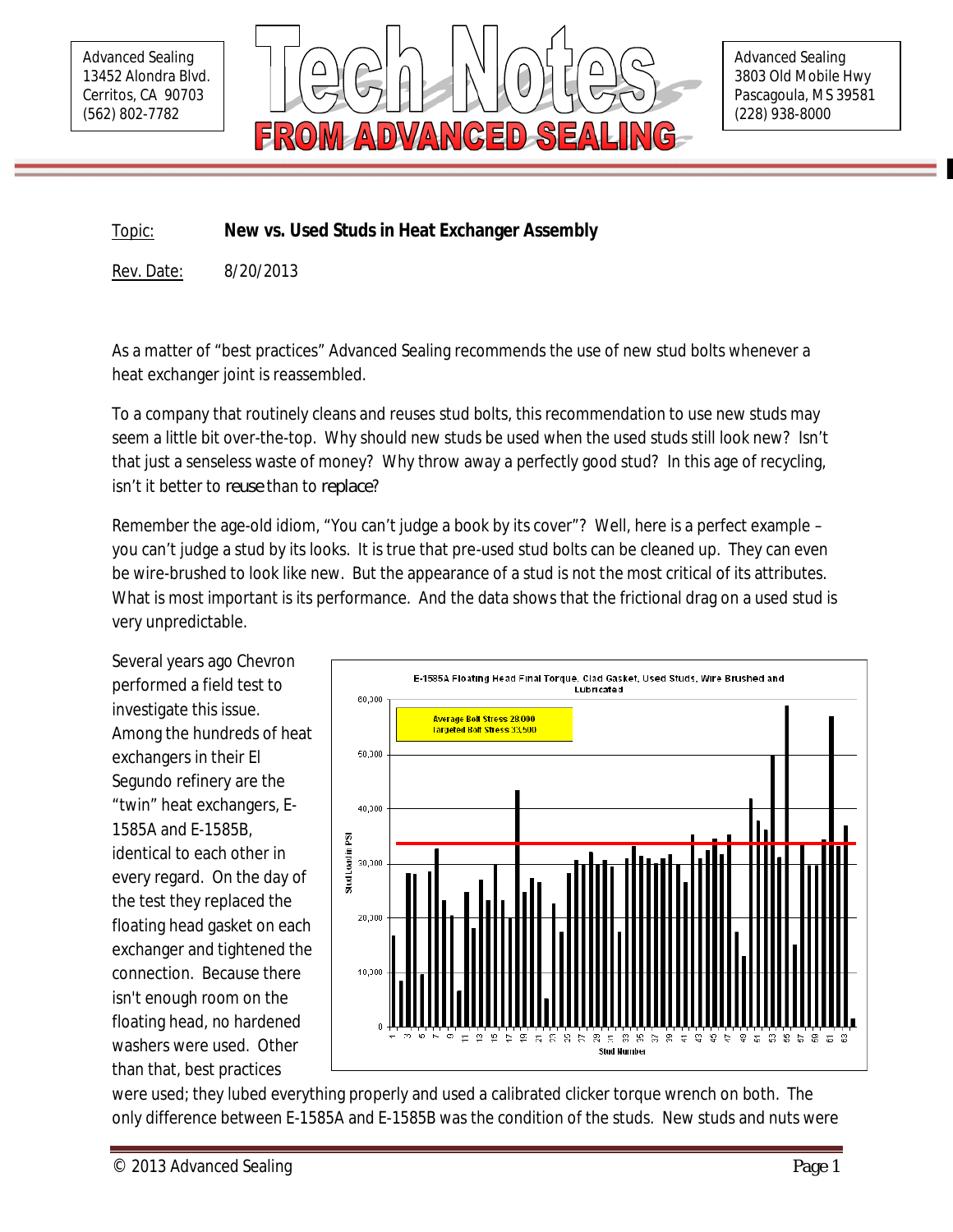Advanced Sealing
13452 Alondra Blvd.
Cerritos, CA 90703
(562) 802-7782

# Tech Notes FROM ADVANCED SEALING

Advanced Sealing
3803 Old Mobile Hwy
Pascagoula, MS 39581
(228) 938-8000

Topic: **New vs. Used Studs in Heat Exchanger Assembly**

Rev. Date: 8/20/2013

As a matter of "best practices" Advanced Sealing recommends the use of new stud bolts whenever a heat exchanger joint is reassembled.

To a company that routinely cleans and reuses stud bolts, this recommendation to use new studs may seem a little bit over-the-top. Why should new studs be used when the used studs still look new? Isn't that just a senseless waste of money? Why throw away a perfectly good stud? In this age of recycling, isn't it better to *reuse* than to *replace*?

Remember the age-old idiom, "You can't judge a book by its cover"? Well, here is a perfect example – you can't judge a stud by its looks. It is true that pre-used stud bolts can be cleaned up. They can even be wire-brushed to look like new. But the appearance of a stud is not the most critical of its attributes. What is most important is its performance. And the data shows that the frictional drag on a used stud is very unpredictable.

Several years ago Chevron performed a field test to investigate this issue. Among the hundreds of heat exchangers in their El Segundo refinery are the "twin" heat exchangers, E-1585A and E-1585B, identical to each other in every regard. On the day of the test they replaced the floating head gasket on each exchanger and tightened the connection. Because there isn't enough room on the floating head, no hardened washers were used. Other than that, best practices were used; they lubed everything properly and used a calibrated clicker torque wrench on both. The only difference between E-1585A and E-1585B was the condition of the studs. New studs and nuts were

E-1585A Floating Head Final Torque, Clad Gasket, Used Studs, Wire Brushed and Lubricated

Average Bolt Stress 28,000
Targeted Bolt Stress 33,500

(Chart: Stud Load in PSI, 0–60,000, vs. Stud Number, 1–63)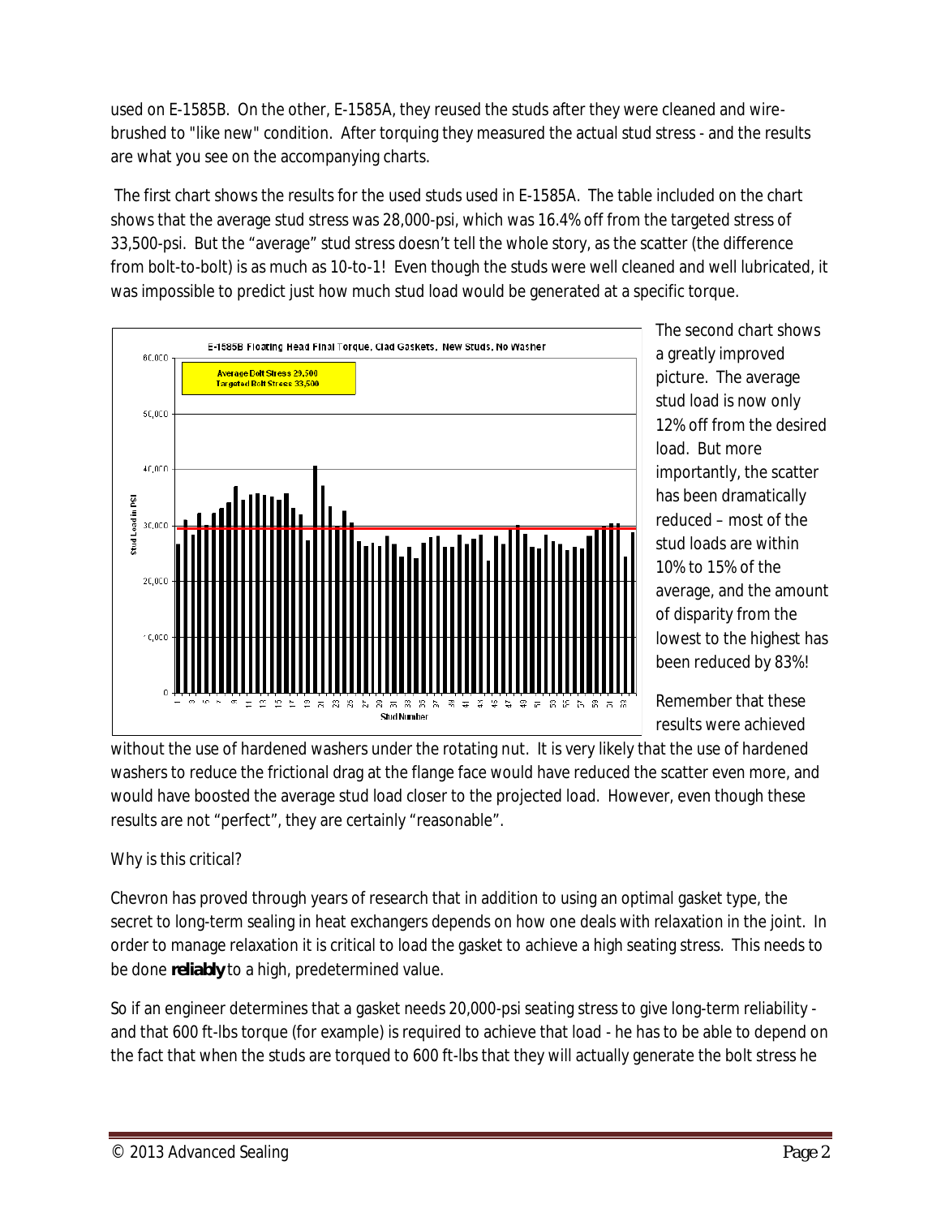used on E-1585B. On the other, E-1585A, they reused the studs after they were cleaned and wire-brushed to "like new" condition. After torquing they measured the actual stud stress - and the results are what you see on the accompanying charts.

The first chart shows the results for the used studs used in E-1585A. The table included on the chart shows that the average stud stress was 28,000-psi, which was 16.4% off from the targeted stress of 33,500-psi. But the "average" stud stress doesn't tell the whole story, as the scatter (the difference from bolt-to-bolt) is as much as 10-to-1! Even though the studs were well cleaned and well lubricated, it was impossible to predict just how much stud load would be generated at a specific torque.

The second chart shows a greatly improved picture. The average stud load is now only 12% off from the desired load. But more importantly, the scatter has been dramatically reduced – most of the stud loads are within 10% to 15% of the average, and the amount of disparity from the lowest to the highest has been reduced by 83%!

Remember that these results were achieved without the use of hardened washers under the rotating nut. It is very likely that the use of hardened washers to reduce the frictional drag at the flange face would have reduced the scatter even more, and would have boosted the average stud load closer to the projected load. However, even though these results are not "perfect", they are certainly "reasonable".

Why is this critical?

Chevron has proved through years of research that in addition to using an optimal gasket type, the secret to long-term sealing in heat exchangers depends on how one deals with relaxation in the joint. In order to manage relaxation it is critical to load the gasket to achieve a high seating stress. This needs to be done **reliably** to a high, predetermined value.

So if an engineer determines that a gasket needs 20,000-psi seating stress to give long-term reliability - and that 600 ft-lbs torque (for example) is required to achieve that load - he has to be able to depend on the fact that when the studs are torqued to 600 ft-lbs that they will actually generate the bolt stress he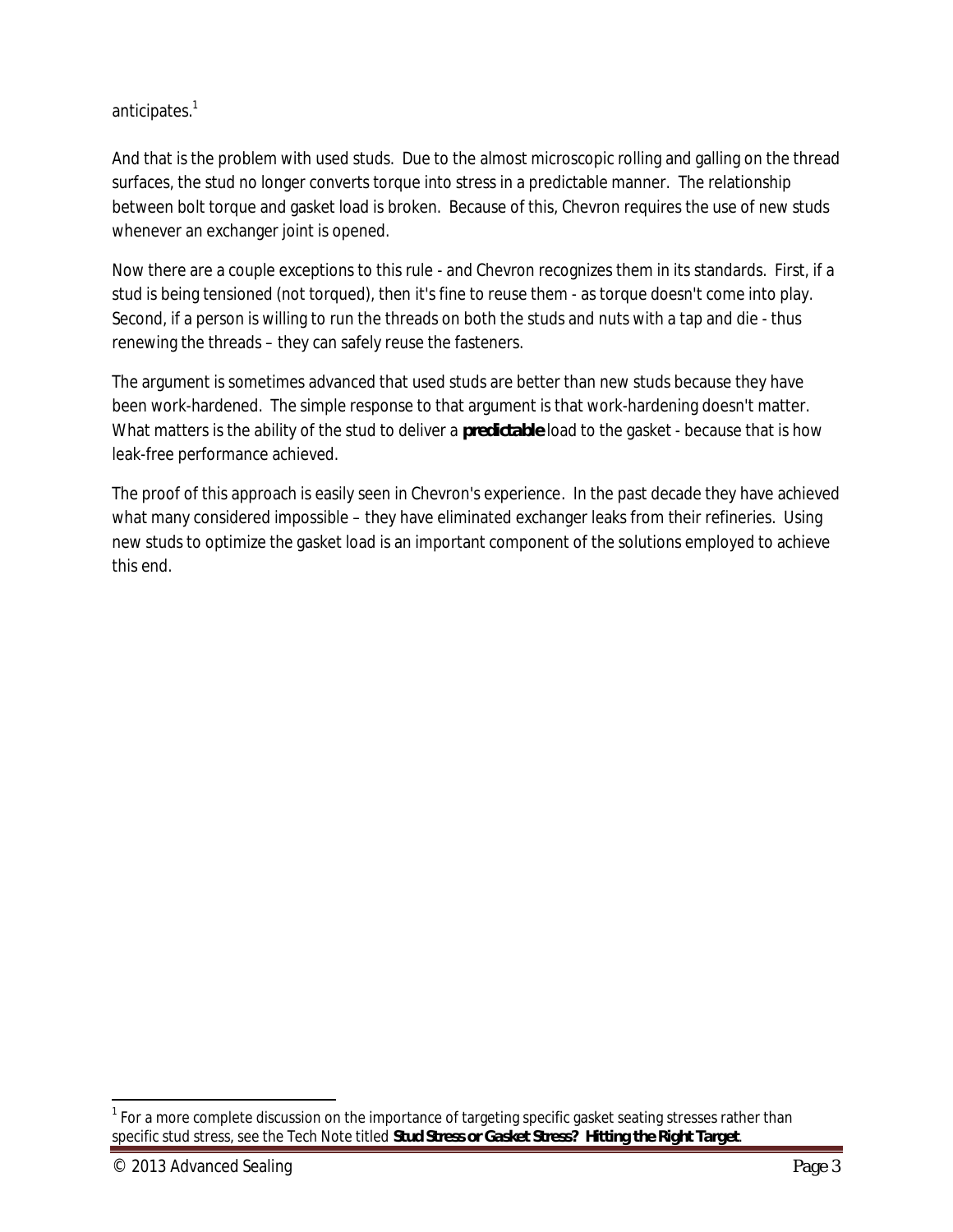anticipates.[1]

And that is the problem with used studs. Due to the almost microscopic rolling and galling on the thread surfaces, the stud no longer converts torque into stress in a predictable manner. The relationship between bolt torque and gasket load is broken. Because of this, Chevron requires the use of new studs whenever an exchanger joint is opened.

Now there are a couple exceptions to this rule - and Chevron recognizes them in its standards. First, if a stud is being tensioned (not torqued), then it's fine to reuse them - as torque doesn't come into play. Second, if a person is willing to run the threads on both the studs and nuts with a tap and die - thus renewing the threads – they can safely reuse the fasteners.

The argument is sometimes advanced that used studs are better than new studs because they have been work-hardened. The simple response to that argument is that work-hardening doesn't matter. What matters is the ability of the stud to deliver a **predictable** load to the gasket - because that is how leak-free performance achieved.

The proof of this approach is easily seen in Chevron's experience. In the past decade they have achieved what many considered impossible – they have eliminated exchanger leaks from their refineries. Using new studs to optimize the gasket load is an important component of the solutions employed to achieve this end.

[1] For a more complete discussion on the importance of targeting specific gasket seating stresses rather than specific stud stress, see the Tech Note titled **Stud Stress or Gasket Stress? Hitting the Right Target**.

© 2013 Advanced Sealing